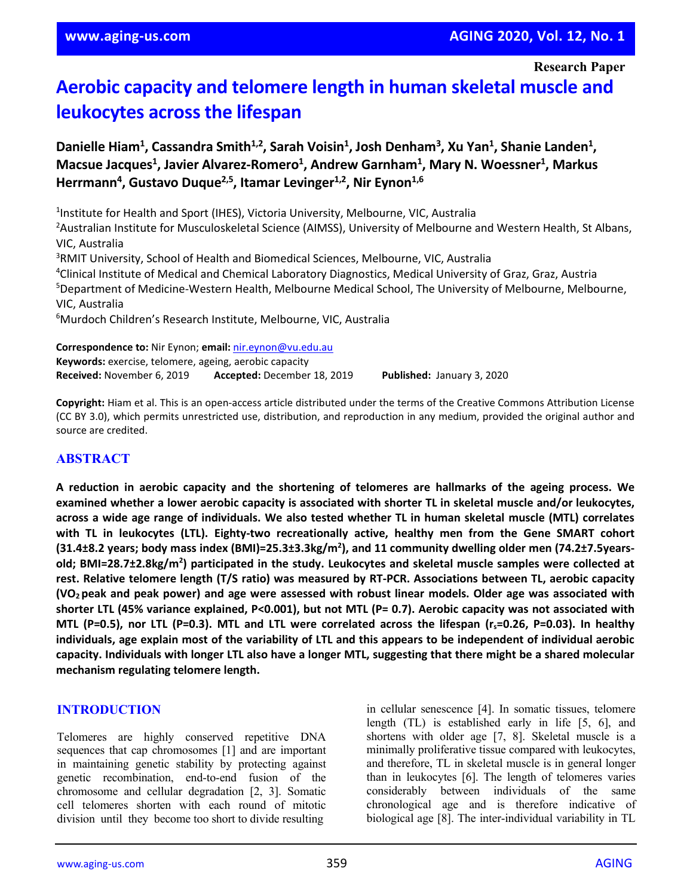Research Paper

# Aerobic capacity and telomere length in human skeletal muscle and leukocytes across the lifespan

**Danielle Hiam[1], Cassandra Smith[1,2], Sarah Voisin[1], Josh Denham[3], Xu Yan[1], Shanie Landen[1], Macsue Jacques[1], Javier Alvarez-Romero[1], Andrew Garnham[1], Mary N. Woessner[1], Markus Herrmann[4], Gustavo Duque[2,5], Itamar Levinger[1,2], Nir Eynon[1,6]**

[1]Institute for Health and Sport (IHES), Victoria University, Melbourne, VIC, Australia
[2]Australian Institute for Musculoskeletal Science (AIMSS), University of Melbourne and Western Health, St Albans, VIC, Australia
[3]RMIT University, School of Health and Biomedical Sciences, Melbourne, VIC, Australia
[4]Clinical Institute of Medical and Chemical Laboratory Diagnostics, Medical University of Graz, Graz, Austria
[5]Department of Medicine-Western Health, Melbourne Medical School, The University of Melbourne, Melbourne, VIC, Australia
[6]Murdoch Children's Research Institute, Melbourne, VIC, Australia

**Correspondence to:** Nir Eynon; **email:** nir.eynon@vu.edu.au
**Keywords:** exercise, telomere, ageing, aerobic capacity
**Received:** November 6, 2019 **Accepted:** December 18, 2019 **Published:** January 3, 2020

**Copyright:** Hiam et al. This is an open-access article distributed under the terms of the Creative Commons Attribution License (CC BY 3.0), which permits unrestricted use, distribution, and reproduction in any medium, provided the original author and source are credited.

## ABSTRACT

**A reduction in aerobic capacity and the shortening of telomeres are hallmarks of the ageing process. We examined whether a lower aerobic capacity is associated with shorter TL in skeletal muscle and/or leukocytes, across a wide age range of individuals. We also tested whether TL in human skeletal muscle (MTL) correlates with TL in leukocytes (LTL). Eighty-two recreationally active, healthy men from the Gene SMART cohort (31.4±8.2 years; body mass index (BMI)=25.3±3.3kg/m$^2$), and 11 community dwelling older men (74.2±7.5years-old; BMI=28.7±2.8kg/m$^2$) participated in the study. Leukocytes and skeletal muscle samples were collected at rest. Relative telomere length (T/S ratio) was measured by RT-PCR. Associations between TL, aerobic capacity ($VO_2$ peak and peak power) and age were assessed with robust linear models. Older age was associated with shorter LTL (45% variance explained, P<0.001), but not MTL (P= 0.7). Aerobic capacity was not associated with MTL (P=0.5), nor LTL (P=0.3). MTL and LTL were correlated across the lifespan ($r_s$=0.26, P=0.03). In healthy individuals, age explain most of the variability of LTL and this appears to be independent of individual aerobic capacity. Individuals with longer LTL also have a longer MTL, suggesting that there might be a shared molecular mechanism regulating telomere length.**

## INTRODUCTION

Telomeres are highly conserved repetitive DNA sequences that cap chromosomes [1] and are important in maintaining genetic stability by protecting against genetic recombination, end-to-end fusion of the chromosome and cellular degradation [2, 3]. Somatic cell telomeres shorten with each round of mitotic division until they become too short to divide resulting in cellular senescence [4]. In somatic tissues, telomere length (TL) is established early in life [5, 6], and shortens with older age [7, 8]. Skeletal muscle is a minimally proliferative tissue compared with leukocytes, and therefore, TL in skeletal muscle is in general longer than in leukocytes [6]. The length of telomeres varies considerably between individuals of the same chronological age and is therefore indicative of biological age [8]. The inter-individual variability in TL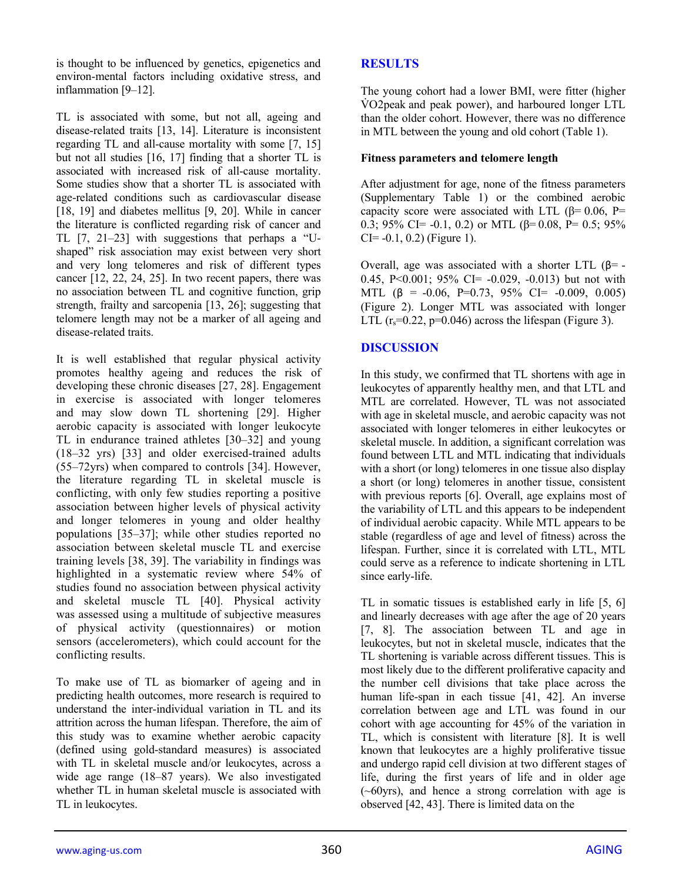is thought to be influenced by genetics, epigenetics and environ-mental factors including oxidative stress, and inflammation [9–12].

TL is associated with some, but not all, ageing and disease-related traits [13, 14]. Literature is inconsistent regarding TL and all-cause mortality with some [7, 15] but not all studies [16, 17] finding that a shorter TL is associated with increased risk of all-cause mortality. Some studies show that a shorter TL is associated with age-related conditions such as cardiovascular disease [18, 19] and diabetes mellitus [9, 20]. While in cancer the literature is conflicted regarding risk of cancer and TL [7, 21–23] with suggestions that perhaps a "U-shaped" risk association may exist between very short and very long telomeres and risk of different types cancer [12, 22, 24, 25]. In two recent papers, there was no association between TL and cognitive function, grip strength, frailty and sarcopenia [13, 26]; suggesting that telomere length may not be a marker of all ageing and disease-related traits.

It is well established that regular physical activity promotes healthy ageing and reduces the risk of developing these chronic diseases [27, 28]. Engagement in exercise is associated with longer telomeres and may slow down TL shortening [29]. Higher aerobic capacity is associated with longer leukocyte TL in endurance trained athletes [30–32] and young (18–32 yrs) [33] and older exercised-trained adults (55–72yrs) when compared to controls [34]. However, the literature regarding TL in skeletal muscle is conflicting, with only few studies reporting a positive association between higher levels of physical activity and longer telomeres in young and older healthy populations [35–37]; while other studies reported no association between skeletal muscle TL and exercise training levels [38, 39]. The variability in findings was highlighted in a systematic review where 54% of studies found no association between physical activity and skeletal muscle TL [40]. Physical activity was assessed using a multitude of subjective measures of physical activity (questionnaires) or motion sensors (accelerometers), which could account for the conflicting results.

To make use of TL as biomarker of ageing and in predicting health outcomes, more research is required to understand the inter-individual variation in TL and its attrition across the human lifespan. Therefore, the aim of this study was to examine whether aerobic capacity (defined using gold-standard measures) is associated with TL in skeletal muscle and/or leukocytes, across a wide age range (18–87 years). We also investigated whether TL in human skeletal muscle is associated with TL in leukocytes.

## RESULTS

The young cohort had a lower BMI, were fitter (higher V̇O2peak and peak power), and harboured longer LTL than the older cohort. However, there was no difference in MTL between the young and old cohort (Table 1).

### Fitness parameters and telomere length

After adjustment for age, none of the fitness parameters (Supplementary Table 1) or the combined aerobic capacity score were associated with LTL ($\beta$= 0.06, P= 0.3; 95% CI= -0.1, 0.2) or MTL ($\beta$= 0.08, P= 0.5; 95% CI= -0.1, 0.2) (Figure 1).

Overall, age was associated with a shorter LTL ($\beta$= -0.45, P<0.001; 95% CI= -0.029, -0.013) but not with MTL ($\beta$ = -0.06, P=0.73, 95% CI= -0.009, 0.005) (Figure 2). Longer MTL was associated with longer LTL ($r_s$=0.22, p=0.046) across the lifespan (Figure 3).

## DISCUSSION

In this study, we confirmed that TL shortens with age in leukocytes of apparently healthy men, and that LTL and MTL are correlated. However, TL was not associated with age in skeletal muscle, and aerobic capacity was not associated with longer telomeres in either leukocytes or skeletal muscle. In addition, a significant correlation was found between LTL and MTL indicating that individuals with a short (or long) telomeres in one tissue also display a short (or long) telomeres in another tissue, consistent with previous reports [6]. Overall, age explains most of the variability of LTL and this appears to be independent of individual aerobic capacity. While MTL appears to be stable (regardless of age and level of fitness) across the lifespan. Further, since it is correlated with LTL, MTL could serve as a reference to indicate shortening in LTL since early-life.

TL in somatic tissues is established early in life [5, 6] and linearly decreases with age after the age of 20 years [7, 8]. The association between TL and age in leukocytes, but not in skeletal muscle, indicates that the TL shortening is variable across different tissues. This is most likely due to the different proliferative capacity and the number cell divisions that take place across the human life-span in each tissue [41, 42]. An inverse correlation between age and LTL was found in our cohort with age accounting for 45% of the variation in TL, which is consistent with literature [8]. It is well known that leukocytes are a highly proliferative tissue and undergo rapid cell division at two different stages of life, during the first years of life and in older age (~60yrs), and hence a strong correlation with age is observed [42, 43]. There is limited data on the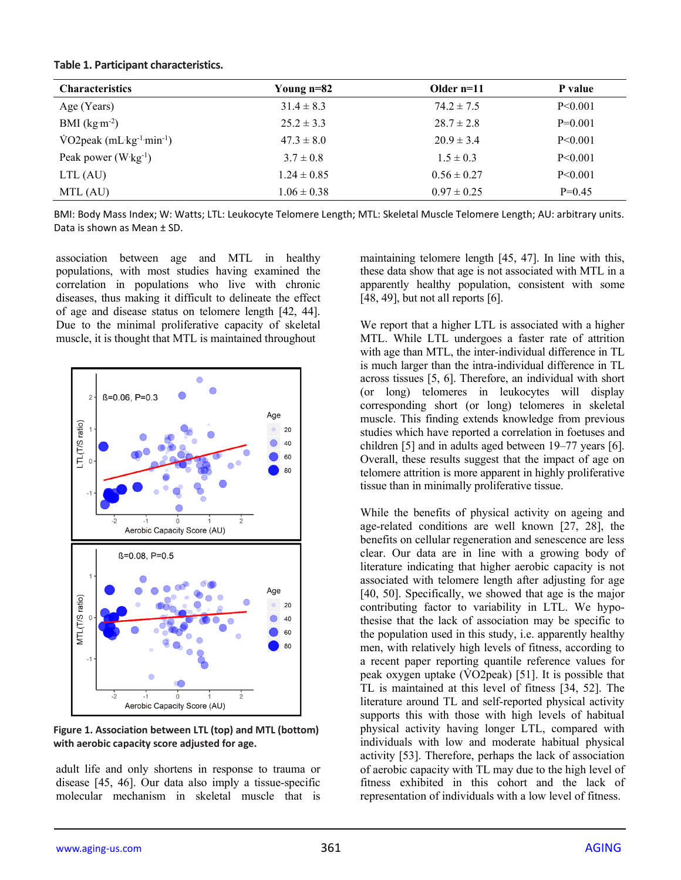**Table 1. Participant characteristics.**

| Characteristics | Young n=82 | Older n=11 | P value |
|---|---|---|---|
| Age (Years) | 31.4 ± 8.3 | 74.2 ± 7.5 | P<0.001 |
| BMI (kg·m$^{-2}$) | 25.2 ± 3.3 | 28.7 ± 2.8 | P=0.001 |
| V̇O2peak (mL·kg$^{-1}$·min$^{-1}$) | 47.3 ± 8.0 | 20.9 ± 3.4 | P<0.001 |
| Peak power (W·kg$^{-1}$) | 3.7 ± 0.8 | 1.5 ± 0.3 | P<0.001 |
| LTL (AU) | 1.24 ± 0.85 | 0.56 ± 0.27 | P<0.001 |
| MTL (AU) | 1.06 ± 0.38 | 0.97 ± 0.25 | P=0.45 |

BMI: Body Mass Index; W: Watts; LTL: Leukocyte Telomere Length; MTL: Skeletal Muscle Telomere Length; AU: arbitrary units. Data is shown as Mean ± SD.

association between age and MTL in healthy populations, with most studies having examined the correlation in populations who live with chronic diseases, thus making it difficult to delineate the effect of age and disease status on telomere length [42, 44]. Due to the minimal proliferative capacity of skeletal muscle, it is thought that MTL is maintained throughout adult life and only shortens in response to trauma or disease [45, 46]. Our data also imply a tissue-specific molecular mechanism in skeletal muscle that is maintaining telomere length [45, 47]. In line with this, these data show that age is not associated with MTL in a apparently healthy population, consistent with some [48, 49], but not all reports [6].

**Figure 1. Association between LTL (top) and MTL (bottom) with aerobic capacity score adjusted for age.**

We report that a higher LTL is associated with a higher MTL. While LTL undergoes a faster rate of attrition with age than MTL, the inter-individual difference in TL is much larger than the intra-individual difference in TL across tissues [5, 6]. Therefore, an individual with short (or long) telomeres in leukocytes will display corresponding short (or long) telomeres in skeletal muscle. This finding extends knowledge from previous studies which have reported a correlation in foetuses and children [5] and in adults aged between 19–77 years [6]. Overall, these results suggest that the impact of age on telomere attrition is more apparent in highly proliferative tissue than in minimally proliferative tissue.

While the benefits of physical activity on ageing and age-related conditions are well known [27, 28], the benefits on cellular regeneration and senescence are less clear. Our data are in line with a growing body of literature indicating that higher aerobic capacity is not associated with telomere length after adjusting for age [40, 50]. Specifically, we showed that age is the major contributing factor to variability in LTL. We hypothesise that the lack of association may be specific to the population used in this study, i.e. apparently healthy men, with relatively high levels of fitness, according to a recent paper reporting quantile reference values for peak oxygen uptake (V̇O2peak) [51]. It is possible that TL is maintained at this level of fitness [34, 52]. The literature around TL and self-reported physical activity supports this with those with high levels of habitual physical activity having longer LTL, compared with individuals with low and moderate habitual physical activity [53]. Therefore, perhaps the lack of association of aerobic capacity with TL may due to the high level of fitness exhibited in this cohort and the lack of representation of individuals with a low level of fitness.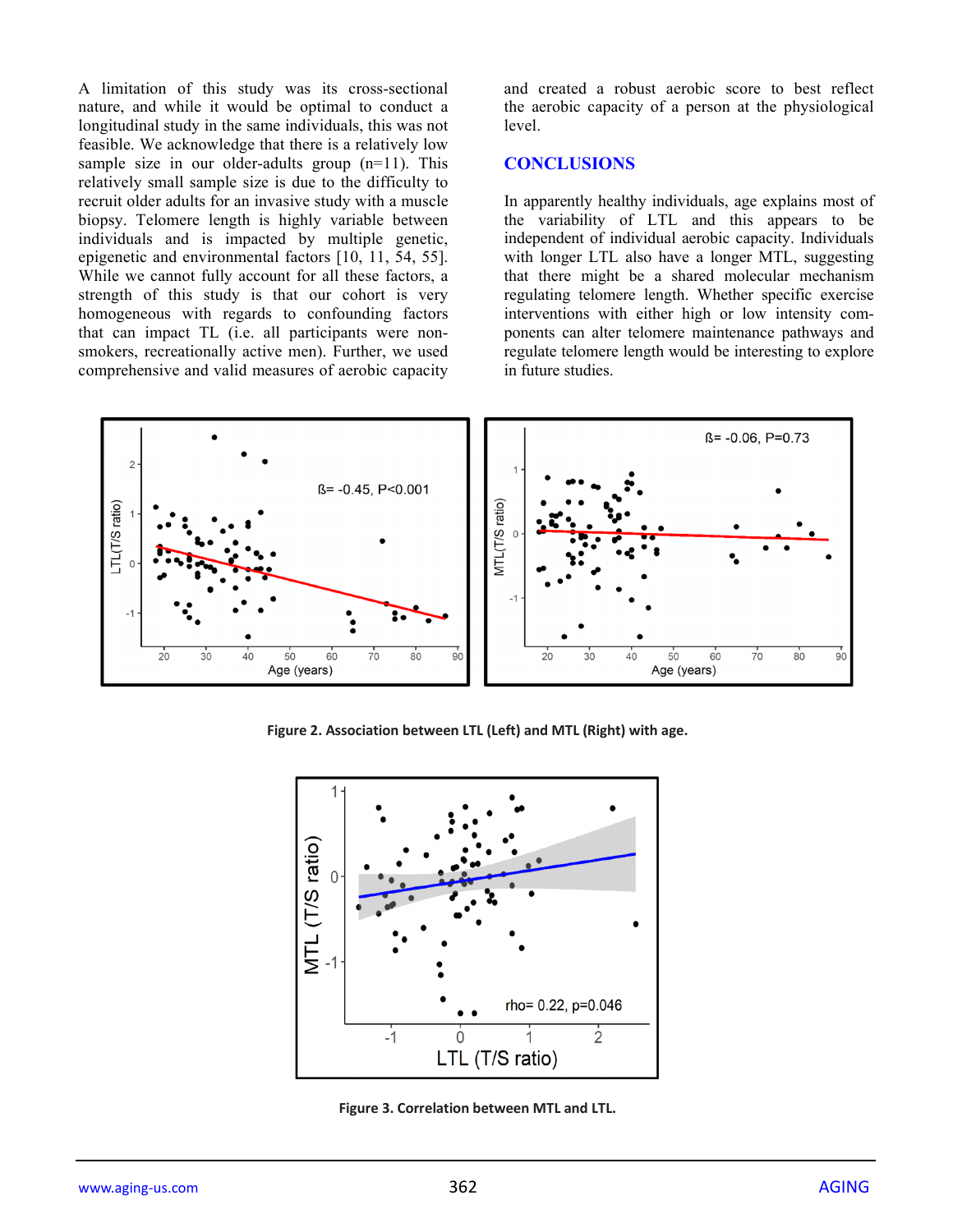A limitation of this study was its cross-sectional nature, and while it would be optimal to conduct a longitudinal study in the same individuals, this was not feasible. We acknowledge that there is a relatively low sample size in our older-adults group (n=11). This relatively small sample size is due to the difficulty to recruit older adults for an invasive study with a muscle biopsy. Telomere length is highly variable between individuals and is impacted by multiple genetic, epigenetic and environmental factors [10, 11, 54, 55]. While we cannot fully account for all these factors, a strength of this study is that our cohort is very homogeneous with regards to confounding factors that can impact TL (i.e. all participants were non-smokers, recreationally active men). Further, we used comprehensive and valid measures of aerobic capacity and created a robust aerobic score to best reflect the aerobic capacity of a person at the physiological level.

## CONCLUSIONS

In apparently healthy individuals, age explains most of the variability of LTL and this appears to be independent of individual aerobic capacity. Individuals with longer LTL also have a longer MTL, suggesting that there might be a shared molecular mechanism regulating telomere length. Whether specific exercise interventions with either high or low intensity components can alter telomere maintenance pathways and regulate telomere length would be interesting to explore in future studies.

**Figure 2. Association between LTL (Left) and MTL (Right) with age.**

**Figure 3. Correlation between MTL and LTL.**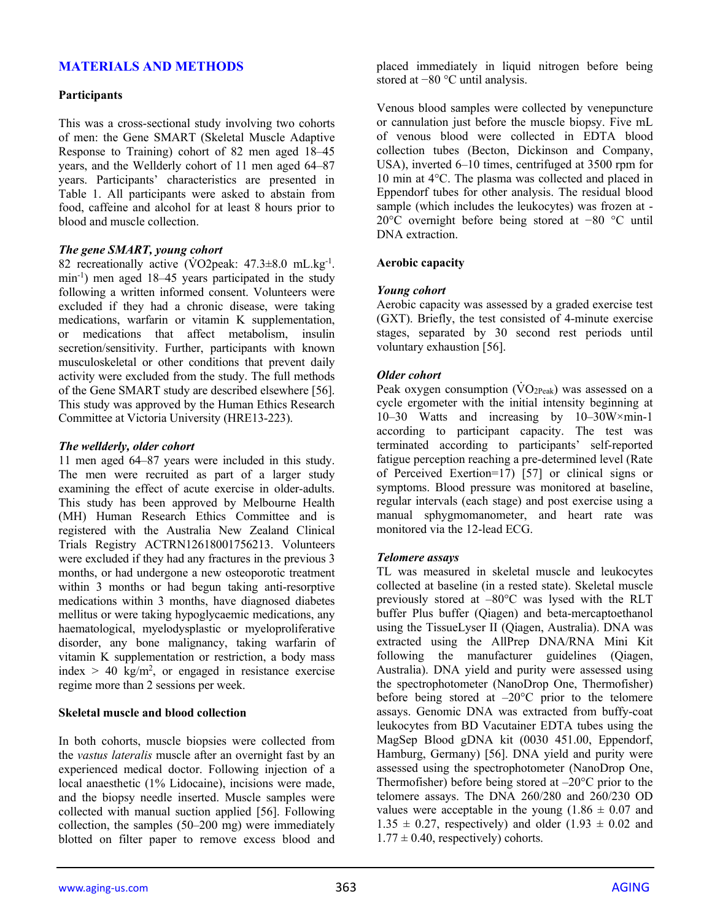## MATERIALS AND METHODS

### Participants

This was a cross-sectional study involving two cohorts of men: the Gene SMART (Skeletal Muscle Adaptive Response to Training) cohort of 82 men aged 18–45 years, and the Wellderly cohort of 11 men aged 64–87 years. Participants' characteristics are presented in Table 1. All participants were asked to abstain from food, caffeine and alcohol for at least 8 hours prior to blood and muscle collection.

#### *The gene SMART, young cohort*

82 recreationally active ($\dot{V}O2$peak: 47.3±8.0 mL.kg$^{-1}$.min$^{-1}$) men aged 18–45 years participated in the study following a written informed consent. Volunteers were excluded if they had a chronic disease, were taking medications, warfarin or vitamin K supplementation, or medications that affect metabolism, insulin secretion/sensitivity. Further, participants with known musculoskeletal or other conditions that prevent daily activity were excluded from the study. The full methods of the Gene SMART study are described elsewhere [56]. This study was approved by the Human Ethics Research Committee at Victoria University (HRE13-223).

#### *The wellderly, older cohort*

11 men aged 64–87 years were included in this study. The men were recruited as part of a larger study examining the effect of acute exercise in older-adults. This study has been approved by Melbourne Health (MH) Human Research Ethics Committee and is registered with the Australia New Zealand Clinical Trials Registry ACTRN12618001756213. Volunteers were excluded if they had any fractures in the previous 3 months, or had undergone a new osteoporotic treatment within 3 months or had begun taking anti-resorptive medications within 3 months, have diagnosed diabetes mellitus or were taking hypoglycaemic medications, any haematological, myelodysplastic or myeloproliferative disorder, any bone malignancy, taking warfarin of vitamin K supplementation or restriction, a body mass index > 40 kg/m$^2$, or engaged in resistance exercise regime more than 2 sessions per week.

### Skeletal muscle and blood collection

In both cohorts, muscle biopsies were collected from the *vastus lateralis* muscle after an overnight fast by an experienced medical doctor. Following injection of a local anaesthetic (1% Lidocaine), incisions were made, and the biopsy needle inserted. Muscle samples were collected with manual suction applied [56]. Following collection, the samples (50–200 mg) were immediately blotted on filter paper to remove excess blood and placed immediately in liquid nitrogen before being stored at −80 °C until analysis.

Venous blood samples were collected by venepuncture or cannulation just before the muscle biopsy. Five mL of venous blood were collected in EDTA blood collection tubes (Becton, Dickinson and Company, USA), inverted 6–10 times, centrifuged at 3500 rpm for 10 min at 4°C. The plasma was collected and placed in Eppendorf tubes for other analysis. The residual blood sample (which includes the leukocytes) was frozen at -20°C overnight before being stored at −80 °C until DNA extraction.

### Aerobic capacity

#### *Young cohort*

Aerobic capacity was assessed by a graded exercise test (GXT). Briefly, the test consisted of 4-minute exercise stages, separated by 30 second rest periods until voluntary exhaustion [56].

#### *Older cohort*

Peak oxygen consumption ($\dot{V}O_{2Peak}$) was assessed on a cycle ergometer with the initial intensity beginning at 10–30 Watts and increasing by 10–30W×min-1 according to participant capacity. The test was terminated according to participants' self-reported fatigue perception reaching a pre-determined level (Rate of Perceived Exertion=17) [57] or clinical signs or symptoms. Blood pressure was monitored at baseline, regular intervals (each stage) and post exercise using a manual sphygmomanometer, and heart rate was monitored via the 12-lead ECG.

#### *Telomere assays*

TL was measured in skeletal muscle and leukocytes collected at baseline (in a rested state). Skeletal muscle previously stored at –80°C was lysed with the RLT buffer Plus buffer (Qiagen) and beta-mercaptoethanol using the TissueLyser II (Qiagen, Australia). DNA was extracted using the AllPrep DNA/RNA Mini Kit following the manufacturer guidelines (Qiagen, Australia). DNA yield and purity were assessed using the spectrophotometer (NanoDrop One, Thermofisher) before being stored at –20°C prior to the telomere assays. Genomic DNA was extracted from buffy-coat leukocytes from BD Vacutainer EDTA tubes using the MagSep Blood gDNA kit (0030 451.00, Eppendorf, Hamburg, Germany) [56]. DNA yield and purity were assessed using the spectrophotometer (NanoDrop One, Thermofisher) before being stored at –20°C prior to the telomere assays. The DNA 260/280 and 260/230 OD values were acceptable in the young (1.86 ± 0.07 and 1.35 ± 0.27, respectively) and older (1.93 ± 0.02 and 1.77 ± 0.40, respectively) cohorts.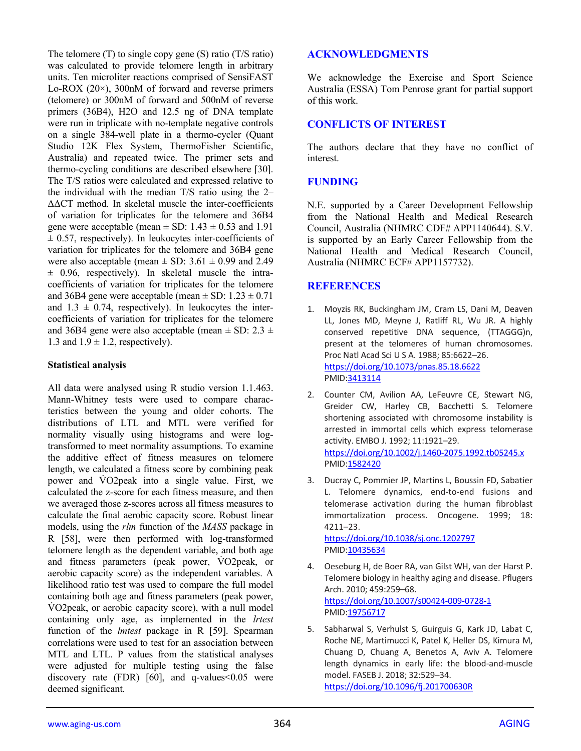The telomere (T) to single copy gene (S) ratio (T/S ratio) was calculated to provide telomere length in arbitrary units. Ten microliter reactions comprised of SensiFAST Lo-ROX (20×), 300nM of forward and reverse primers (telomere) or 300nM of forward and 500nM of reverse primers (36B4), H2O and 12.5 ng of DNA template were run in triplicate with no-template negative controls on a single 384-well plate in a thermo-cycler (Quant Studio 12K Flex System, ThermoFisher Scientific, Australia) and repeated twice. The primer sets and thermo-cycling conditions are described elsewhere [30]. The T/S ratios were calculated and expressed relative to the individual with the median T/S ratio using the 2–ΔΔCT method. In skeletal muscle the inter-coefficients of variation for triplicates for the telomere and 36B4 gene were acceptable (mean ± SD: 1.43 ± 0.53 and 1.91 ± 0.57, respectively). In leukocytes inter-coefficients of variation for triplicates for the telomere and 36B4 gene were also acceptable (mean ± SD: 3.61 ± 0.99 and 2.49 ± 0.96, respectively). In skeletal muscle the intra-coefficients of variation for triplicates for the telomere and 36B4 gene were acceptable (mean ± SD: 1.23 ± 0.71 and 1.3 ± 0.74, respectively). In leukocytes the inter-coefficients of variation for triplicates for the telomere and 36B4 gene were also acceptable (mean ± SD: 2.3 ± 1.3 and 1.9 ± 1.2, respectively).

**Statistical analysis**

All data were analysed using R studio version 1.1.463. Mann-Whitney tests were used to compare characteristics between the young and older cohorts. The distributions of LTL and MTL were verified for normality visually using histograms and were log-transformed to meet normality assumptions. To examine the additive effect of fitness measures on telomere length, we calculated a fitness score by combining peak power and V̇O2peak into a single value. First, we calculated the z-score for each fitness measure, and then we averaged those z-scores across all fitness measures to calculate the final aerobic capacity score. Robust linear models, using the *rlm* function of the *MASS* package in R [58], were then performed with log-transformed telomere length as the dependent variable, and both age and fitness parameters (peak power, V̇O2peak, or aerobic capacity score) as the independent variables. A likelihood ratio test was used to compare the full model containing both age and fitness parameters (peak power, V̇O2peak, or aerobic capacity score), with a null model containing only age, as implemented in the *lrtest* function of the *lmtest* package in R [59]. Spearman correlations were used to test for an association between MTL and LTL. P values from the statistical analyses were adjusted for multiple testing using the false discovery rate (FDR) [60], and q-values<0.05 were deemed significant.

## ACKNOWLEDGMENTS

We acknowledge the Exercise and Sport Science Australia (ESSA) Tom Penrose grant for partial support of this work.

## CONFLICTS OF INTEREST

The authors declare that they have no conflict of interest.

## FUNDING

N.E. supported by a Career Development Fellowship from the National Health and Medical Research Council, Australia (NHMRC CDF# APP1140644). S.V. is supported by an Early Career Fellowship from the National Health and Medical Research Council, Australia (NHMRC ECF# APP1157732).

## REFERENCES

1. Moyzis RK, Buckingham JM, Cram LS, Dani M, Deaven LL, Jones MD, Meyne J, Ratliff RL, Wu JR. A highly conserved repetitive DNA sequence, (TTAGGG)n, present at the telomeres of human chromosomes. Proc Natl Acad Sci U S A. 1988; 85:6622–26. https://doi.org/10.1073/pnas.85.18.6622 PMID:3413114

2. Counter CM, Avilion AA, LeFeuvre CE, Stewart NG, Greider CW, Harley CB, Bacchetti S. Telomere shortening associated with chromosome instability is arrested in immortal cells which express telomerase activity. EMBO J. 1992; 11:1921–29. https://doi.org/10.1002/j.1460-2075.1992.tb05245.x PMID:1582420

3. Ducray C, Pommier JP, Martins L, Boussin FD, Sabatier L. Telomere dynamics, end-to-end fusions and telomerase activation during the human fibroblast immortalization process. Oncogene. 1999; 18:4211–23. https://doi.org/10.1038/sj.onc.1202797 PMID:10435634

4. Oeseburg H, de Boer RA, van Gilst WH, van der Harst P. Telomere biology in healthy aging and disease. Pflugers Arch. 2010; 459:259–68. https://doi.org/10.1007/s00424-009-0728-1 PMID:19756717

5. Sabharwal S, Verhulst S, Guirguis G, Kark JD, Labat C, Roche NE, Martimucci K, Patel K, Heller DS, Kimura M, Chuang D, Chuang A, Benetos A, Aviv A. Telomere length dynamics in early life: the blood-and-muscle model. FASEB J. 2018; 32:529–34. https://doi.org/10.1096/fj.201700630R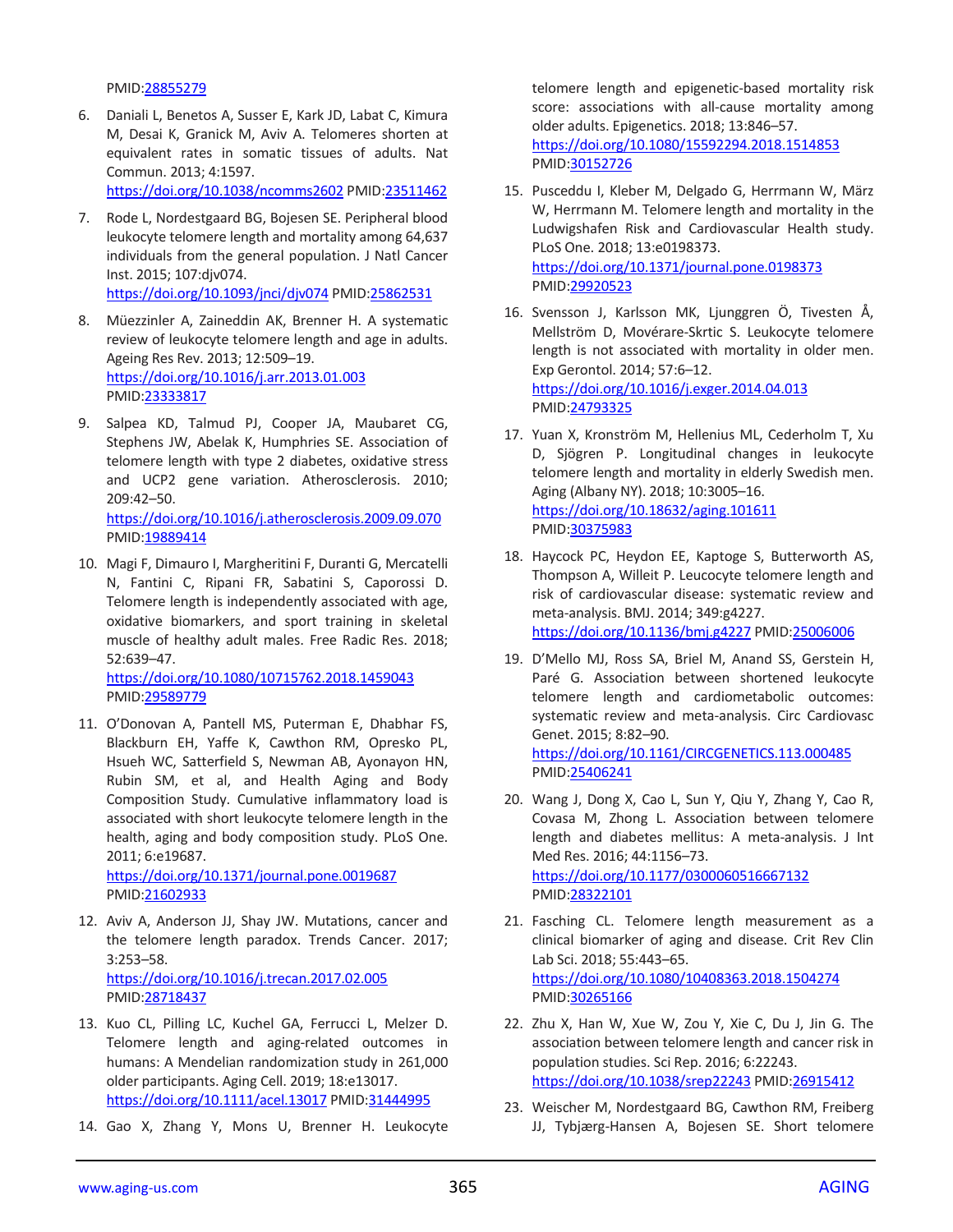PMID:28855279

6. Daniali L, Benetos A, Susser E, Kark JD, Labat C, Kimura M, Desai K, Granick M, Aviv A. Telomeres shorten at equivalent rates in somatic tissues of adults. Nat Commun. 2013; 4:1597. https://doi.org/10.1038/ncomms2602 PMID:23511462

7. Rode L, Nordestgaard BG, Bojesen SE. Peripheral blood leukocyte telomere length and mortality among 64,637 individuals from the general population. J Natl Cancer Inst. 2015; 107:djv074. https://doi.org/10.1093/jnci/djv074 PMID:25862531

8. Müezzinler A, Zaineddin AK, Brenner H. A systematic review of leukocyte telomere length and age in adults. Ageing Res Rev. 2013; 12:509–19. https://doi.org/10.1016/j.arr.2013.01.003 PMID:23333817

9. Salpea KD, Talmud PJ, Cooper JA, Maubaret CG, Stephens JW, Abelak K, Humphries SE. Association of telomere length with type 2 diabetes, oxidative stress and UCP2 gene variation. Atherosclerosis. 2010; 209:42–50. https://doi.org/10.1016/j.atherosclerosis.2009.09.070 PMID:19889414

10. Magi F, Dimauro I, Margheritini F, Duranti G, Mercatelli N, Fantini C, Ripani FR, Sabatini S, Caporossi D. Telomere length is independently associated with age, oxidative biomarkers, and sport training in skeletal muscle of healthy adult males. Free Radic Res. 2018; 52:639–47. https://doi.org/10.1080/10715762.2018.1459043 PMID:29589779

11. O'Donovan A, Pantell MS, Puterman E, Dhabhar FS, Blackburn EH, Yaffe K, Cawthon RM, Opresko PL, Hsueh WC, Satterfield S, Newman AB, Ayonayon HN, Rubin SM, et al, and Health Aging and Body Composition Study. Cumulative inflammatory load is associated with short leukocyte telomere length in the health, aging and body composition study. PLoS One. 2011; 6:e19687. https://doi.org/10.1371/journal.pone.0019687 PMID:21602933

12. Aviv A, Anderson JJ, Shay JW. Mutations, cancer and the telomere length paradox. Trends Cancer. 2017; 3:253–58. https://doi.org/10.1016/j.trecan.2017.02.005 PMID:28718437

13. Kuo CL, Pilling LC, Kuchel GA, Ferrucci L, Melzer D. Telomere length and aging-related outcomes in humans: A Mendelian randomization study in 261,000 older participants. Aging Cell. 2019; 18:e13017. https://doi.org/10.1111/acel.13017 PMID:31444995

14. Gao X, Zhang Y, Mons U, Brenner H. Leukocyte telomere length and epigenetic-based mortality risk score: associations with all-cause mortality among older adults. Epigenetics. 2018; 13:846–57. https://doi.org/10.1080/15592294.2018.1514853 PMID:30152726

15. Pusceddu I, Kleber M, Delgado G, Herrmann W, März W, Herrmann M. Telomere length and mortality in the Ludwigshafen Risk and Cardiovascular Health study. PLoS One. 2018; 13:e0198373. https://doi.org/10.1371/journal.pone.0198373 PMID:29920523

16. Svensson J, Karlsson MK, Ljunggren Ö, Tivesten Å, Mellström D, Movérare-Skrtic S. Leukocyte telomere length is not associated with mortality in older men. Exp Gerontol. 2014; 57:6–12. https://doi.org/10.1016/j.exger.2014.04.013 PMID:24793325

17. Yuan X, Kronström M, Hellenius ML, Cederholm T, Xu D, Sjögren P. Longitudinal changes in leukocyte telomere length and mortality in elderly Swedish men. Aging (Albany NY). 2018; 10:3005–16. https://doi.org/10.18632/aging.101611 PMID:30375983

18. Haycock PC, Heydon EE, Kaptoge S, Butterworth AS, Thompson A, Willeit P. Leucocyte telomere length and risk of cardiovascular disease: systematic review and meta-analysis. BMJ. 2014; 349:g4227. https://doi.org/10.1136/bmj.g4227 PMID:25006006

19. D'Mello MJ, Ross SA, Briel M, Anand SS, Gerstein H, Paré G. Association between shortened leukocyte telomere length and cardiometabolic outcomes: systematic review and meta-analysis. Circ Cardiovasc Genet. 2015; 8:82–90. https://doi.org/10.1161/CIRCGENETICS.113.000485 PMID:25406241

20. Wang J, Dong X, Cao L, Sun Y, Qiu Y, Zhang Y, Cao R, Covasa M, Zhong L. Association between telomere length and diabetes mellitus: A meta-analysis. J Int Med Res. 2016; 44:1156–73. https://doi.org/10.1177/0300060516667132 PMID:28322101

21. Fasching CL. Telomere length measurement as a clinical biomarker of aging and disease. Crit Rev Clin Lab Sci. 2018; 55:443–65. https://doi.org/10.1080/10408363.2018.1504274 PMID:30265166

22. Zhu X, Han W, Xue W, Zou Y, Xie C, Du J, Jin G. The association between telomere length and cancer risk in population studies. Sci Rep. 2016; 6:22243. https://doi.org/10.1038/srep22243 PMID:26915412

23. Weischer M, Nordestgaard BG, Cawthon RM, Freiberg JJ, Tybjærg-Hansen A, Bojesen SE. Short telomere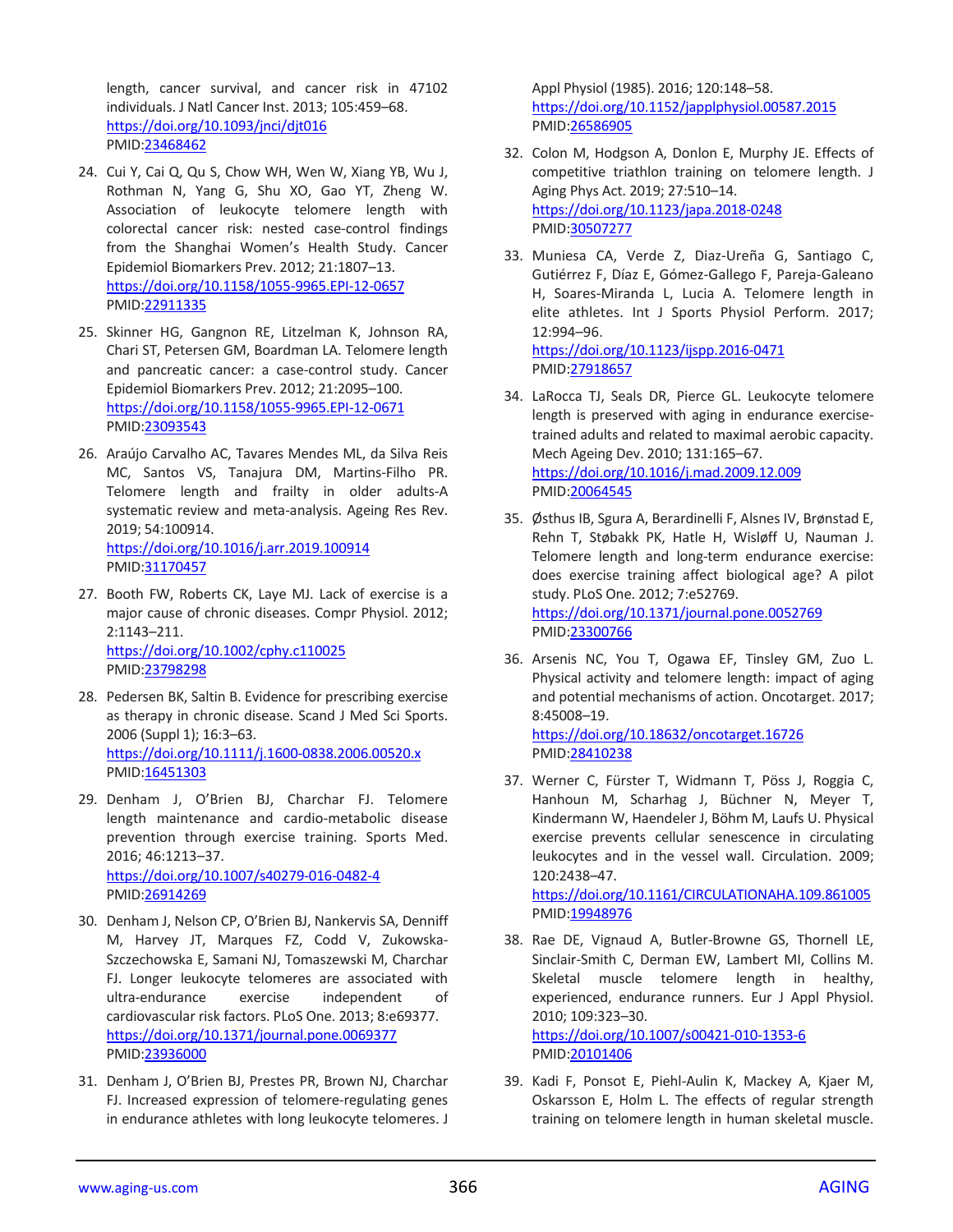length, cancer survival, and cancer risk in 47102 individuals. J Natl Cancer Inst. 2013; 105:459–68. https://doi.org/10.1093/jnci/djt016 PMID:23468462

24. Cui Y, Cai Q, Qu S, Chow WH, Wen W, Xiang YB, Wu J, Rothman N, Yang G, Shu XO, Gao YT, Zheng W. Association of leukocyte telomere length with colorectal cancer risk: nested case-control findings from the Shanghai Women's Health Study. Cancer Epidemiol Biomarkers Prev. 2012; 21:1807–13. https://doi.org/10.1158/1055-9965.EPI-12-0657 PMID:22911335

25. Skinner HG, Gangnon RE, Litzelman K, Johnson RA, Chari ST, Petersen GM, Boardman LA. Telomere length and pancreatic cancer: a case-control study. Cancer Epidemiol Biomarkers Prev. 2012; 21:2095–100. https://doi.org/10.1158/1055-9965.EPI-12-0671 PMID:23093543

26. Araújo Carvalho AC, Tavares Mendes ML, da Silva Reis MC, Santos VS, Tanajura DM, Martins-Filho PR. Telomere length and frailty in older adults-A systematic review and meta-analysis. Ageing Res Rev. 2019; 54:100914. https://doi.org/10.1016/j.arr.2019.100914 PMID:31170457

27. Booth FW, Roberts CK, Laye MJ. Lack of exercise is a major cause of chronic diseases. Compr Physiol. 2012; 2:1143–211. https://doi.org/10.1002/cphy.c110025 PMID:23798298

28. Pedersen BK, Saltin B. Evidence for prescribing exercise as therapy in chronic disease. Scand J Med Sci Sports. 2006 (Suppl 1); 16:3–63. https://doi.org/10.1111/j.1600-0838.2006.00520.x PMID:16451303

29. Denham J, O'Brien BJ, Charchar FJ. Telomere length maintenance and cardio-metabolic disease prevention through exercise training. Sports Med. 2016; 46:1213–37. https://doi.org/10.1007/s40279-016-0482-4 PMID:26914269

30. Denham J, Nelson CP, O'Brien BJ, Nankervis SA, Denniff M, Harvey JT, Marques FZ, Codd V, Zukowska-Szczechowska E, Samani NJ, Tomaszewski M, Charchar FJ. Longer leukocyte telomeres are associated with ultra-endurance exercise independent of cardiovascular risk factors. PLoS One. 2013; 8:e69377. https://doi.org/10.1371/journal.pone.0069377 PMID:23936000

31. Denham J, O'Brien BJ, Prestes PR, Brown NJ, Charchar FJ. Increased expression of telomere-regulating genes in endurance athletes with long leukocyte telomeres. J Appl Physiol (1985). 2016; 120:148–58. https://doi.org/10.1152/japplphysiol.00587.2015 PMID:26586905

32. Colon M, Hodgson A, Donlon E, Murphy JE. Effects of competitive triathlon training on telomere length. J Aging Phys Act. 2019; 27:510–14. https://doi.org/10.1123/japa.2018-0248 PMID:30507277

33. Muniesa CA, Verde Z, Diaz-Ureña G, Santiago C, Gutiérrez F, Díaz E, Gómez-Gallego F, Pareja-Galeano H, Soares-Miranda L, Lucia A. Telomere length in elite athletes. Int J Sports Physiol Perform. 2017; 12:994–96. https://doi.org/10.1123/ijspp.2016-0471 PMID:27918657

34. LaRocca TJ, Seals DR, Pierce GL. Leukocyte telomere length is preserved with aging in endurance exercise-trained adults and related to maximal aerobic capacity. Mech Ageing Dev. 2010; 131:165–67. https://doi.org/10.1016/j.mad.2009.12.009 PMID:20064545

35. Østhus IB, Sgura A, Berardinelli F, Alsnes IV, Brønstad E, Rehn T, Støbakk PK, Hatle H, Wisløff U, Nauman J. Telomere length and long-term endurance exercise: does exercise training affect biological age? A pilot study. PLoS One. 2012; 7:e52769. https://doi.org/10.1371/journal.pone.0052769 PMID:23300766

36. Arsenis NC, You T, Ogawa EF, Tinsley GM, Zuo L. Physical activity and telomere length: impact of aging and potential mechanisms of action. Oncotarget. 2017; 8:45008–19. https://doi.org/10.18632/oncotarget.16726 PMID:28410238

37. Werner C, Fürster T, Widmann T, Pöss J, Roggia C, Hanhoun M, Scharhag J, Büchner N, Meyer T, Kindermann W, Haendeler J, Böhm M, Laufs U. Physical exercise prevents cellular senescence in circulating leukocytes and in the vessel wall. Circulation. 2009; 120:2438–47. https://doi.org/10.1161/CIRCULATIONAHA.109.861005 PMID:19948976

38. Rae DE, Vignaud A, Butler-Browne GS, Thornell LE, Sinclair-Smith C, Derman EW, Lambert MI, Collins M. Skeletal muscle telomere length in healthy, experienced, endurance runners. Eur J Appl Physiol. 2010; 109:323–30. https://doi.org/10.1007/s00421-010-1353-6 PMID:20101406

39. Kadi F, Ponsot E, Piehl-Aulin K, Mackey A, Kjaer M, Oskarsson E, Holm L. The effects of regular strength training on telomere length in human skeletal muscle.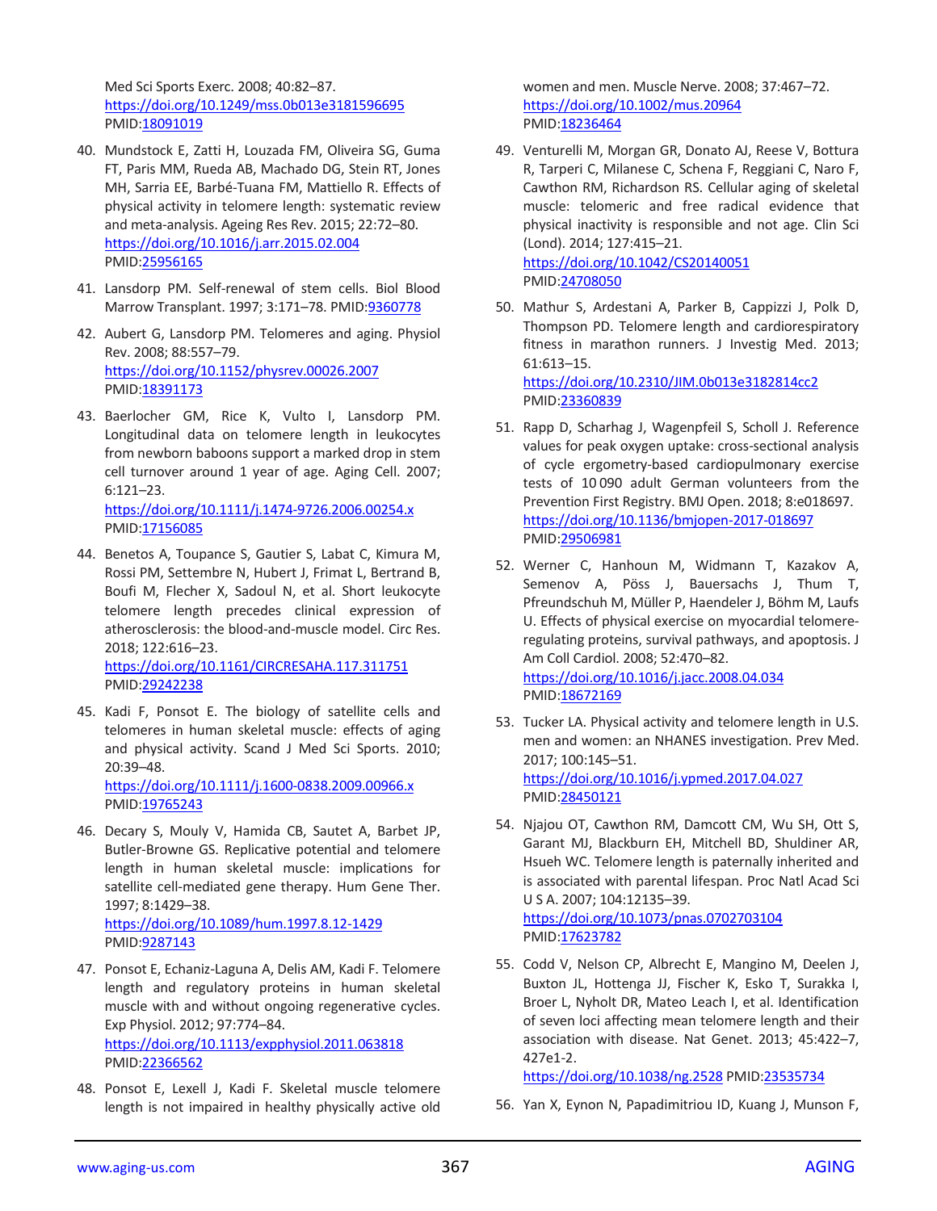Med Sci Sports Exerc. 2008; 40:82–87. https://doi.org/10.1249/mss.0b013e3181596695 PMID:18091019

40. Mundstock E, Zatti H, Louzada FM, Oliveira SG, Guma FT, Paris MM, Rueda AB, Machado DG, Stein RT, Jones MH, Sarria EE, Barbé-Tuana FM, Mattiello R. Effects of physical activity in telomere length: systematic review and meta-analysis. Ageing Res Rev. 2015; 22:72–80. https://doi.org/10.1016/j.arr.2015.02.004 PMID:25956165

41. Lansdorp PM. Self-renewal of stem cells. Biol Blood Marrow Transplant. 1997; 3:171–78. PMID:9360778

42. Aubert G, Lansdorp PM. Telomeres and aging. Physiol Rev. 2008; 88:557–79. https://doi.org/10.1152/physrev.00026.2007 PMID:18391173

43. Baerlocher GM, Rice K, Vulto I, Lansdorp PM. Longitudinal data on telomere length in leukocytes from newborn baboons support a marked drop in stem cell turnover around 1 year of age. Aging Cell. 2007; 6:121–23. https://doi.org/10.1111/j.1474-9726.2006.00254.x PMID:17156085

44. Benetos A, Toupance S, Gautier S, Labat C, Kimura M, Rossi PM, Settembre N, Hubert J, Frimat L, Bertrand B, Boufi M, Flecher X, Sadoul N, et al. Short leukocyte telomere length precedes clinical expression of atherosclerosis: the blood-and-muscle model. Circ Res. 2018; 122:616–23. https://doi.org/10.1161/CIRCRESAHA.117.311751 PMID:29242238

45. Kadi F, Ponsot E. The biology of satellite cells and telomeres in human skeletal muscle: effects of aging and physical activity. Scand J Med Sci Sports. 2010; 20:39–48. https://doi.org/10.1111/j.1600-0838.2009.00966.x PMID:19765243

46. Decary S, Mouly V, Hamida CB, Sautet A, Barbet JP, Butler-Browne GS. Replicative potential and telomere length in human skeletal muscle: implications for satellite cell-mediated gene therapy. Hum Gene Ther. 1997; 8:1429–38. https://doi.org/10.1089/hum.1997.8.12-1429 PMID:9287143

47. Ponsot E, Echaniz-Laguna A, Delis AM, Kadi F. Telomere length and regulatory proteins in human skeletal muscle with and without ongoing regenerative cycles. Exp Physiol. 2012; 97:774–84. https://doi.org/10.1113/expphysiol.2011.063818 PMID:22366562

48. Ponsot E, Lexell J, Kadi F. Skeletal muscle telomere length is not impaired in healthy physically active old women and men. Muscle Nerve. 2008; 37:467–72. https://doi.org/10.1002/mus.20964 PMID:18236464

49. Venturelli M, Morgan GR, Donato AJ, Reese V, Bottura R, Tarperi C, Milanese C, Schena F, Reggiani C, Naro F, Cawthon RM, Richardson RS. Cellular aging of skeletal muscle: telomeric and free radical evidence that physical inactivity is responsible and not age. Clin Sci (Lond). 2014; 127:415–21. https://doi.org/10.1042/CS20140051 PMID:24708050

50. Mathur S, Ardestani A, Parker B, Cappizzi J, Polk D, Thompson PD. Telomere length and cardiorespiratory fitness in marathon runners. J Investig Med. 2013; 61:613–15. https://doi.org/10.2310/JIM.0b013e3182814cc2 PMID:23360839

51. Rapp D, Scharhag J, Wagenpfeil S, Scholl J. Reference values for peak oxygen uptake: cross-sectional analysis of cycle ergometry-based cardiopulmonary exercise tests of 10 090 adult German volunteers from the Prevention First Registry. BMJ Open. 2018; 8:e018697. https://doi.org/10.1136/bmjopen-2017-018697 PMID:29506981

52. Werner C, Hanhoun M, Widmann T, Kazakov A, Semenov A, Pöss J, Bauersachs J, Thum T, Pfreundschuh M, Müller P, Haendeler J, Böhm M, Laufs U. Effects of physical exercise on myocardial telomere-regulating proteins, survival pathways, and apoptosis. J Am Coll Cardiol. 2008; 52:470–82. https://doi.org/10.1016/j.jacc.2008.04.034 PMID:18672169

53. Tucker LA. Physical activity and telomere length in U.S. men and women: an NHANES investigation. Prev Med. 2017; 100:145–51. https://doi.org/10.1016/j.ypmed.2017.04.027 PMID:28450121

54. Njajou OT, Cawthon RM, Damcott CM, Wu SH, Ott S, Garant MJ, Blackburn EH, Mitchell BD, Shuldiner AR, Hsueh WC. Telomere length is paternally inherited and is associated with parental lifespan. Proc Natl Acad Sci U S A. 2007; 104:12135–39. https://doi.org/10.1073/pnas.0702703104 PMID:17623782

55. Codd V, Nelson CP, Albrecht E, Mangino M, Deelen J, Buxton JL, Hottenga JJ, Fischer K, Esko T, Surakka I, Broer L, Nyholt DR, Mateo Leach I, et al. Identification of seven loci affecting mean telomere length and their association with disease. Nat Genet. 2013; 45:422–7, 427e1-2. https://doi.org/10.1038/ng.2528 PMID:23535734

56. Yan X, Eynon N, Papadimitriou ID, Kuang J, Munson F,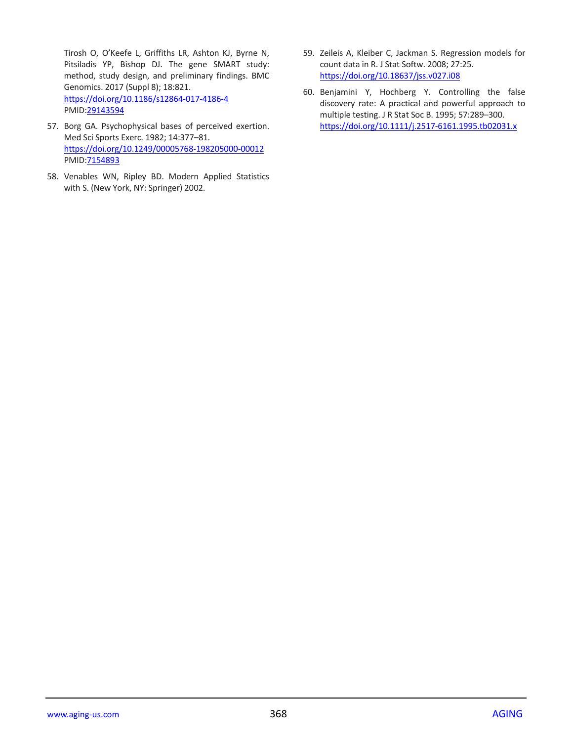Tirosh O, O'Keefe L, Griffiths LR, Ashton KJ, Byrne N, Pitsiladis YP, Bishop DJ. The gene SMART study: method, study design, and preliminary findings. BMC Genomics. 2017 (Suppl 8); 18:821.
https://doi.org/10.1186/s12864-017-4186-4
PMID:29143594

57. Borg GA. Psychophysical bases of perceived exertion. Med Sci Sports Exerc. 1982; 14:377–81.
https://doi.org/10.1249/00005768-198205000-00012
PMID:7154893

58. Venables WN, Ripley BD. Modern Applied Statistics with S. (New York, NY: Springer) 2002.

59. Zeileis A, Kleiber C, Jackman S. Regression models for count data in R. J Stat Softw. 2008; 27:25.
https://doi.org/10.18637/jss.v027.i08

60. Benjamini Y, Hochberg Y. Controlling the false discovery rate: A practical and powerful approach to multiple testing. J R Stat Soc B. 1995; 57:289–300.
https://doi.org/10.1111/j.2517-6161.1995.tb02031.x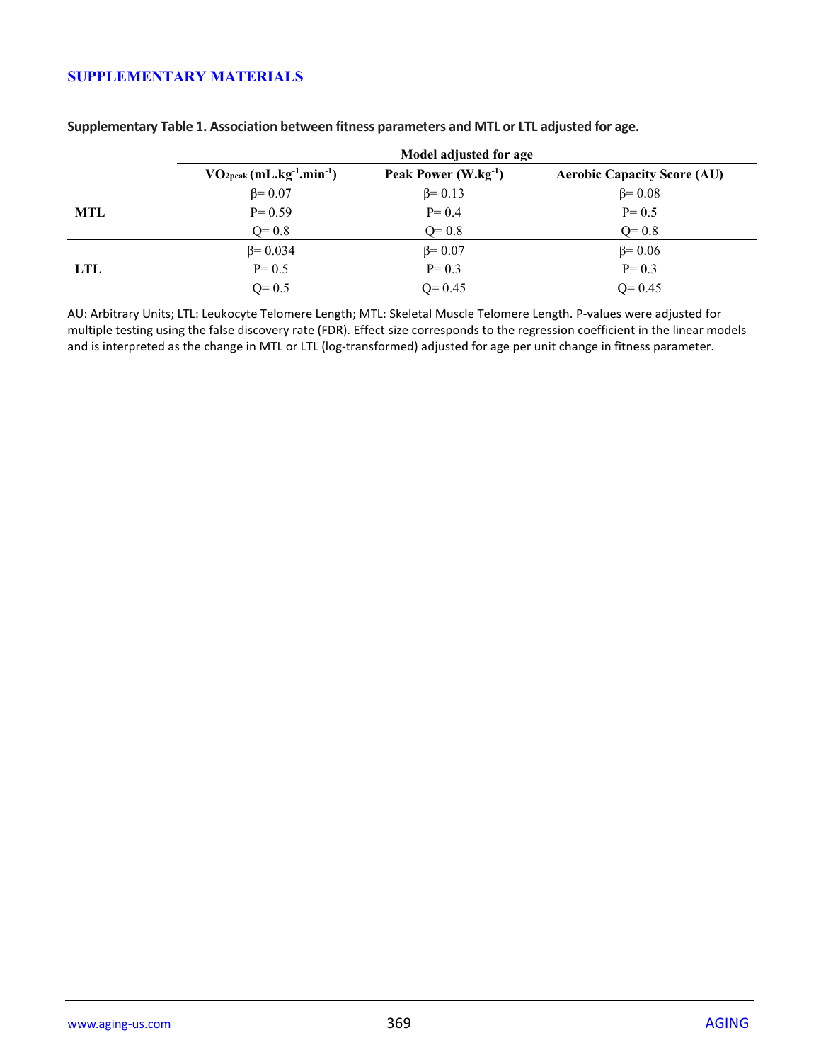## SUPPLEMENTARY MATERIALS

**Supplementary Table 1. Association between fitness parameters and MTL or LTL adjusted for age.**

| | Model adjusted for age | | |
|---|---|---|---|
| | $VO_{2peak}$ ($mL.kg^{-1}.min^{-1}$) | Peak Power ($W.kg^{-1}$) | Aerobic Capacity Score (AU) |
| **MTL** | β= 0.07<br>P= 0.59<br>Q= 0.8 | β= 0.13<br>P= 0.4<br>Q= 0.8 | β= 0.08<br>P= 0.5<br>Q= 0.8 |
| **LTL** | β= 0.034<br>P= 0.5<br>Q= 0.5 | β= 0.07<br>P= 0.3<br>Q= 0.45 | β= 0.06<br>P= 0.3<br>Q= 0.45 |

AU: Arbitrary Units; LTL: Leukocyte Telomere Length; MTL: Skeletal Muscle Telomere Length. P-values were adjusted for multiple testing using the false discovery rate (FDR). Effect size corresponds to the regression coefficient in the linear models and is interpreted as the change in MTL or LTL (log-transformed) adjusted for age per unit change in fitness parameter.